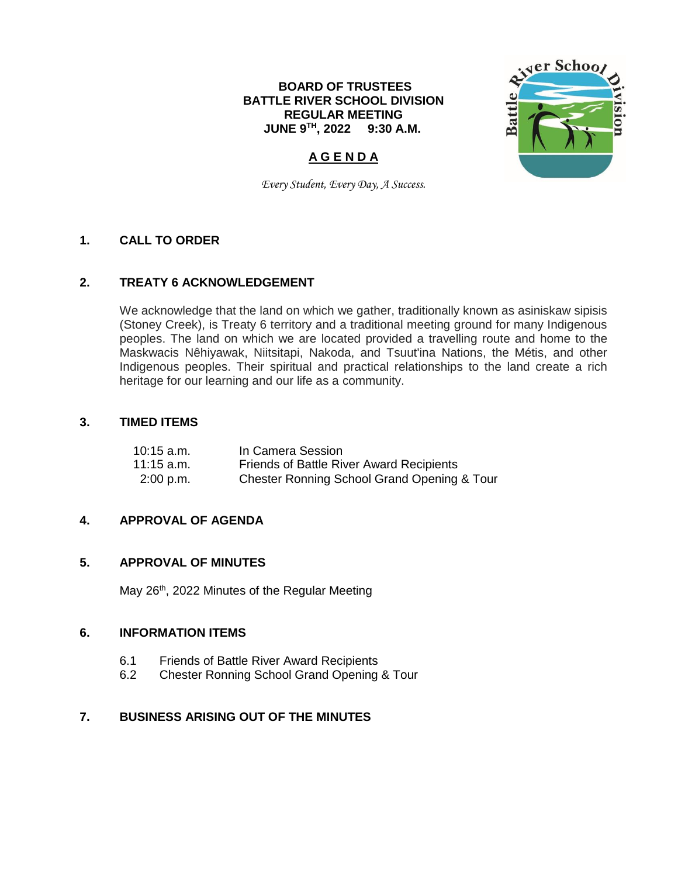**BOARD OF TRUSTEES**
**BATTLE RIVER SCHOOL DIVISION**
**REGULAR MEETING**
**JUNE 9TH, 2022 9:30 A.M.**

# A G E N D A

*Every Student, Every Day, A Success.*

## 1. CALL TO ORDER

## 2. TREATY 6 ACKNOWLEDGEMENT

We acknowledge that the land on which we gather, traditionally known as asiniskaw sipisis (Stoney Creek), is Treaty 6 territory and a traditional meeting ground for many Indigenous peoples. The land on which we are located provided a travelling route and home to the Maskwacis Nêhiyawak, Niitsitapi, Nakoda, and Tsuut'ina Nations, the Métis, and other Indigenous peoples. Their spiritual and practical relationships to the land create a rich heritage for our learning and our life as a community.

## 3. TIMED ITEMS

| | |
|---|---|
| 10:15 a.m. | In Camera Session |
| 11:15 a.m. | Friends of Battle River Award Recipients |
| 2:00 p.m. | Chester Ronning School Grand Opening & Tour |

## 4. APPROVAL OF AGENDA

## 5. APPROVAL OF MINUTES

May 26th, 2022 Minutes of the Regular Meeting

## 6. INFORMATION ITEMS

6.1 Friends of Battle River Award Recipients
6.2 Chester Ronning School Grand Opening & Tour

## 7. BUSINESS ARISING OUT OF THE MINUTES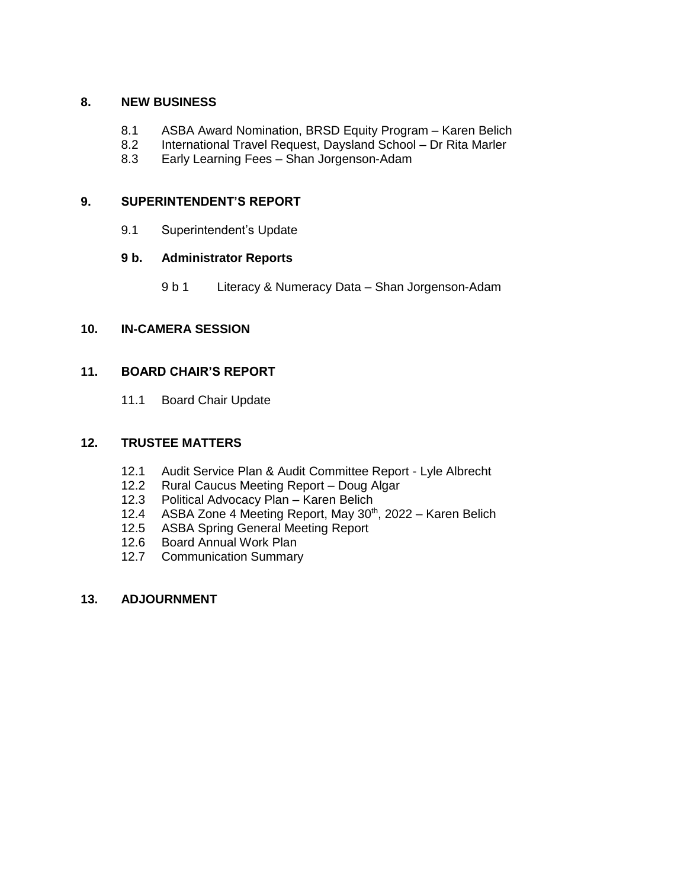## 8. NEW BUSINESS

- 8.1 ASBA Award Nomination, BRSD Equity Program – Karen Belich
- 8.2 International Travel Request, Daysland School – Dr Rita Marler
- 8.3 Early Learning Fees – Shan Jorgenson-Adam

## 9. SUPERINTENDENT'S REPORT

- 9.1 Superintendent's Update

### 9 b. Administrator Reports

- 9 b 1 Literacy & Numeracy Data – Shan Jorgenson-Adam

## 10. IN-CAMERA SESSION

## 11. BOARD CHAIR'S REPORT

- 11.1 Board Chair Update

## 12. TRUSTEE MATTERS

- 12.1 Audit Service Plan & Audit Committee Report - Lyle Albrecht
- 12.2 Rural Caucus Meeting Report – Doug Algar
- 12.3 Political Advocacy Plan – Karen Belich
- 12.4 ASBA Zone 4 Meeting Report, May 30th, 2022 – Karen Belich
- 12.5 ASBA Spring General Meeting Report
- 12.6 Board Annual Work Plan
- 12.7 Communication Summary

## 13. ADJOURNMENT